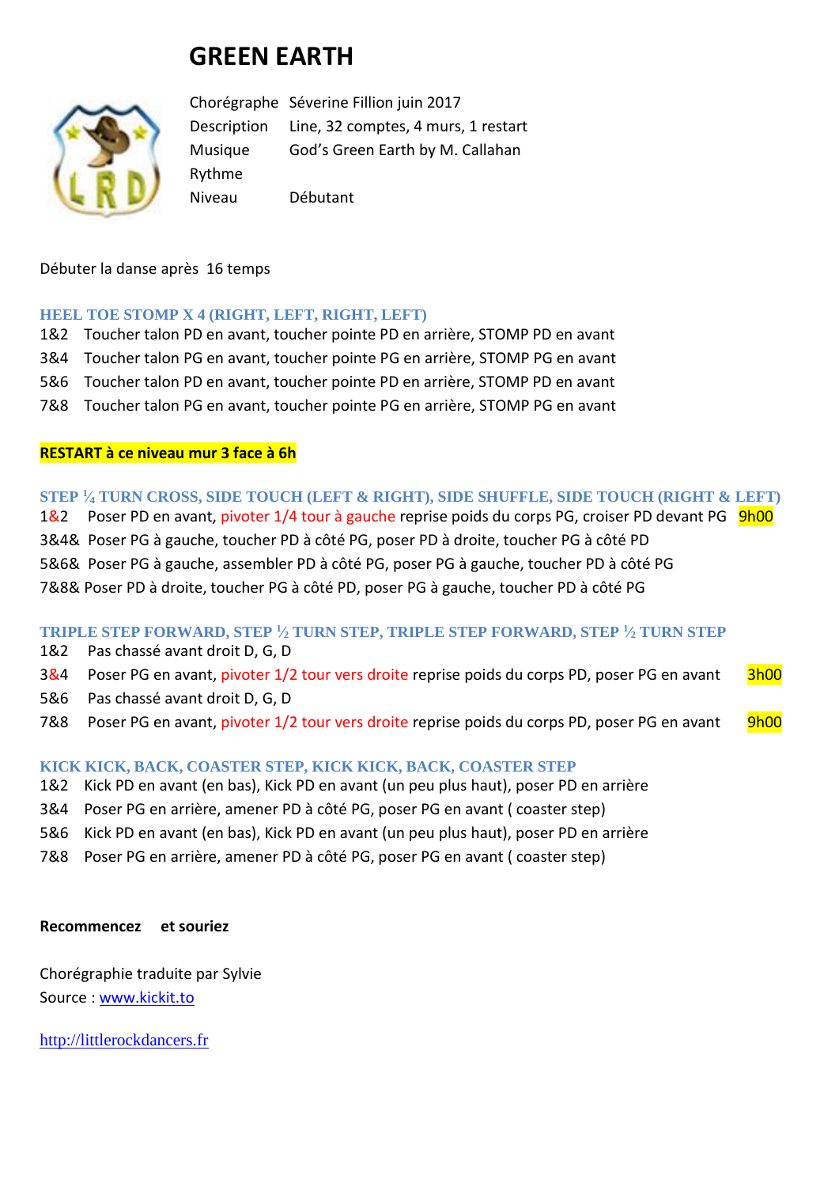# GREEN EARTH

| | |
|---|---|
| Chorégraphe | Séverine Fillion juin 2017 |
| Description | Line, 32 comptes, 4 murs, 1 restart |
| Musique | God's Green Earth by M. Callahan |
| Rythme | |
| Niveau | Débutant |

Débuter la danse après 16 temps

### HEEL TOE STOMP X 4 (RIGHT, LEFT, RIGHT, LEFT)

1&2 Toucher talon PD en avant, toucher pointe PD en arrière, STOMP PD en avant
3&4 Toucher talon PG en avant, toucher pointe PG en arrière, STOMP PG en avant
5&6 Toucher talon PD en avant, toucher pointe PD en arrière, STOMP PD en avant
7&8 Toucher talon PG en avant, toucher pointe PG en arrière, STOMP PG en avant

**RESTART à ce niveau mur 3 face à 6h**

### STEP ¼ TURN CROSS, SIDE TOUCH (LEFT & RIGHT), SIDE SHUFFLE, SIDE TOUCH (RIGHT & LEFT)

1&2 Poser PD en avant, pivoter 1/4 tour à gauche reprise poids du corps PG, croiser PD devant PG 9h00
3&4& Poser PG à gauche, toucher PD à côté PG, poser PD à droite, toucher PG à côté PD
5&6& Poser PG à gauche, assembler PD à côté PG, poser PG à gauche, toucher PD à côté PG
7&8& Poser PD à droite, toucher PG à côté PD, poser PG à gauche, toucher PD à côté PG

### TRIPLE STEP FORWARD, STEP ½ TURN STEP, TRIPLE STEP FORWARD, STEP ½ TURN STEP

1&2 Pas chassé avant droit D, G, D
3&4 Poser PG en avant, pivoter 1/2 tour vers droite reprise poids du corps PD, poser PG en avant 3h00
5&6 Pas chassé avant droit D, G, D
7&8 Poser PG en avant, pivoter 1/2 tour vers droite reprise poids du corps PD, poser PG en avant 9h00

### KICK KICK, BACK, COASTER STEP, KICK KICK, BACK, COASTER STEP

1&2 Kick PD en avant (en bas), Kick PD en avant (un peu plus haut), poser PD en arrière
3&4 Poser PG en arrière, amener PD à côté PG, poser PG en avant ( coaster step)
5&6 Kick PD en avant (en bas), Kick PD en avant (un peu plus haut), poser PD en arrière
7&8 Poser PG en arrière, amener PD à côté PG, poser PG en avant ( coaster step)

**Recommencez et souriez**

Chorégraphie traduite par Sylvie
Source : www.kickit.to

http://littlerockdancers.fr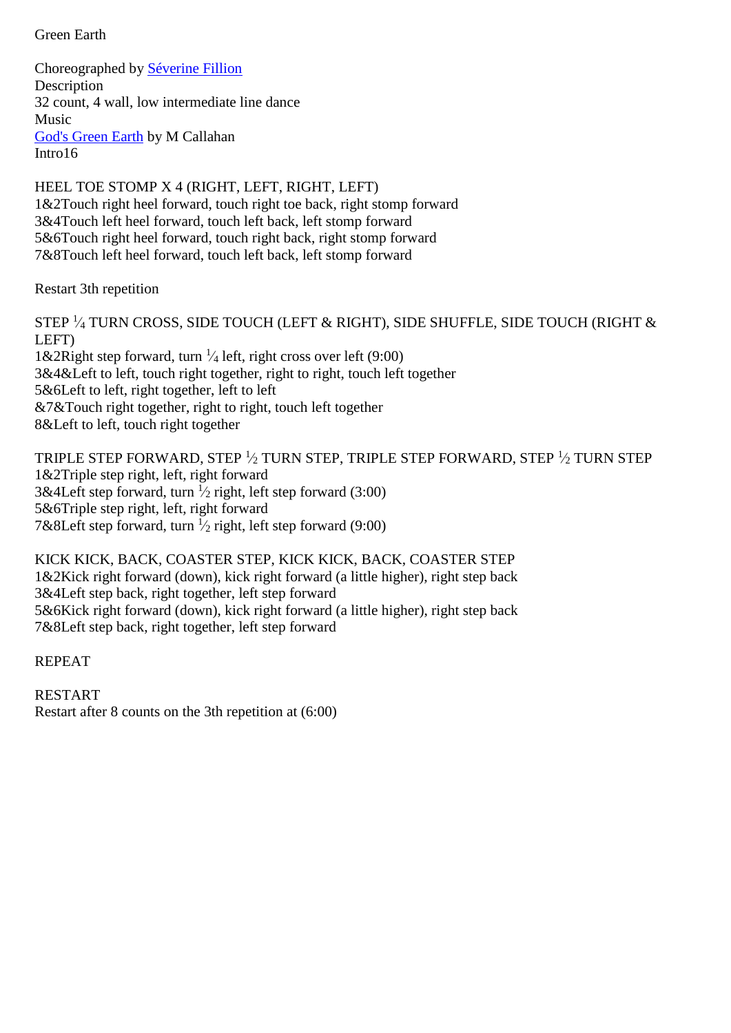Green Earth

Choreographed by Séverine Fillion
Description
32 count, 4 wall, low intermediate line dance
Music
God's Green Earth by M Callahan
Intro16

HEEL TOE STOMP X 4 (RIGHT, LEFT, RIGHT, LEFT)
1&2Touch right heel forward, touch right toe back, right stomp forward
3&4Touch left heel forward, touch left back, left stomp forward
5&6Touch right heel forward, touch right back, right stomp forward
7&8Touch left heel forward, touch left back, left stomp forward

Restart 3th repetition

STEP ¼ TURN CROSS, SIDE TOUCH (LEFT & RIGHT), SIDE SHUFFLE, SIDE TOUCH (RIGHT & LEFT)
1&2Right step forward, turn ¼ left, right cross over left (9:00)
3&4&Left to left, touch right together, right to right, touch left together
5&6Left to left, right together, left to left
&7&Touch right together, right to right, touch left together
8&Left to left, touch right together

TRIPLE STEP FORWARD, STEP ½ TURN STEP, TRIPLE STEP FORWARD, STEP ½ TURN STEP
1&2Triple step right, left, right forward
3&4Left step forward, turn ½ right, left step forward (3:00)
5&6Triple step right, left, right forward
7&8Left step forward, turn ½ right, left step forward (9:00)

KICK KICK, BACK, COASTER STEP, KICK KICK, BACK, COASTER STEP
1&2Kick right forward (down), kick right forward (a little higher), right step back
3&4Left step back, right together, left step forward
5&6Kick right forward (down), kick right forward (a little higher), right step back
7&8Left step back, right together, left step forward

REPEAT

RESTART
Restart after 8 counts on the 3th repetition at (6:00)